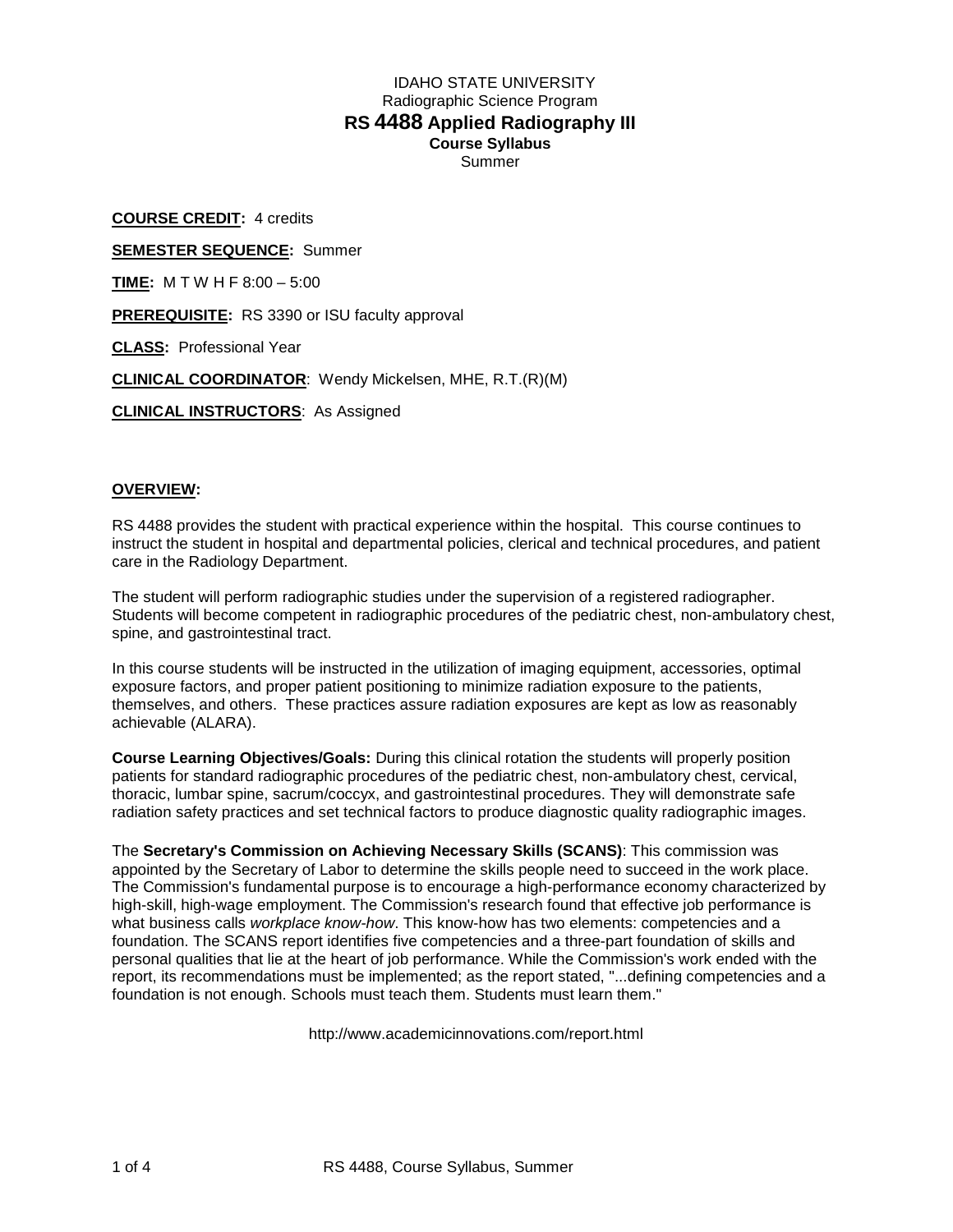# IDAHO STATE UNIVERSITY

Radiographic Science Program

## RS 4488 Applied Radiography III

**Course Syllabus**

Summer

**COURSE CREDIT:** 4 credits

**SEMESTER SEQUENCE:** Summer

**TIME:** M T W H F 8:00 – 5:00

**PREREQUISITE:** RS 3390 or ISU faculty approval

**CLASS:** Professional Year

**CLINICAL COORDINATOR**: Wendy Mickelsen, MHE, R.T.(R)(M)

**CLINICAL INSTRUCTORS**: As Assigned

**OVERVIEW:**

RS 4488 provides the student with practical experience within the hospital. This course continues to instruct the student in hospital and departmental policies, clerical and technical procedures, and patient care in the Radiology Department.

The student will perform radiographic studies under the supervision of a registered radiographer. Students will become competent in radiographic procedures of the pediatric chest, non-ambulatory chest, spine, and gastrointestinal tract.

In this course students will be instructed in the utilization of imaging equipment, accessories, optimal exposure factors, and proper patient positioning to minimize radiation exposure to the patients, themselves, and others. These practices assure radiation exposures are kept as low as reasonably achievable (ALARA).

**Course Learning Objectives/Goals:** During this clinical rotation the students will properly position patients for standard radiographic procedures of the pediatric chest, non-ambulatory chest, cervical, thoracic, lumbar spine, sacrum/coccyx, and gastrointestinal procedures. They will demonstrate safe radiation safety practices and set technical factors to produce diagnostic quality radiographic images.

The **Secretary's Commission on Achieving Necessary Skills (SCANS)**: This commission was appointed by the Secretary of Labor to determine the skills people need to succeed in the work place. The Commission's fundamental purpose is to encourage a high-performance economy characterized by high-skill, high-wage employment. The Commission's research found that effective job performance is what business calls *workplace know-how*. This know-how has two elements: competencies and a foundation. The SCANS report identifies five competencies and a three-part foundation of skills and personal qualities that lie at the heart of job performance. While the Commission's work ended with the report, its recommendations must be implemented; as the report stated, "...defining competencies and a foundation is not enough. Schools must teach them. Students must learn them."

http://www.academicinnovations.com/report.html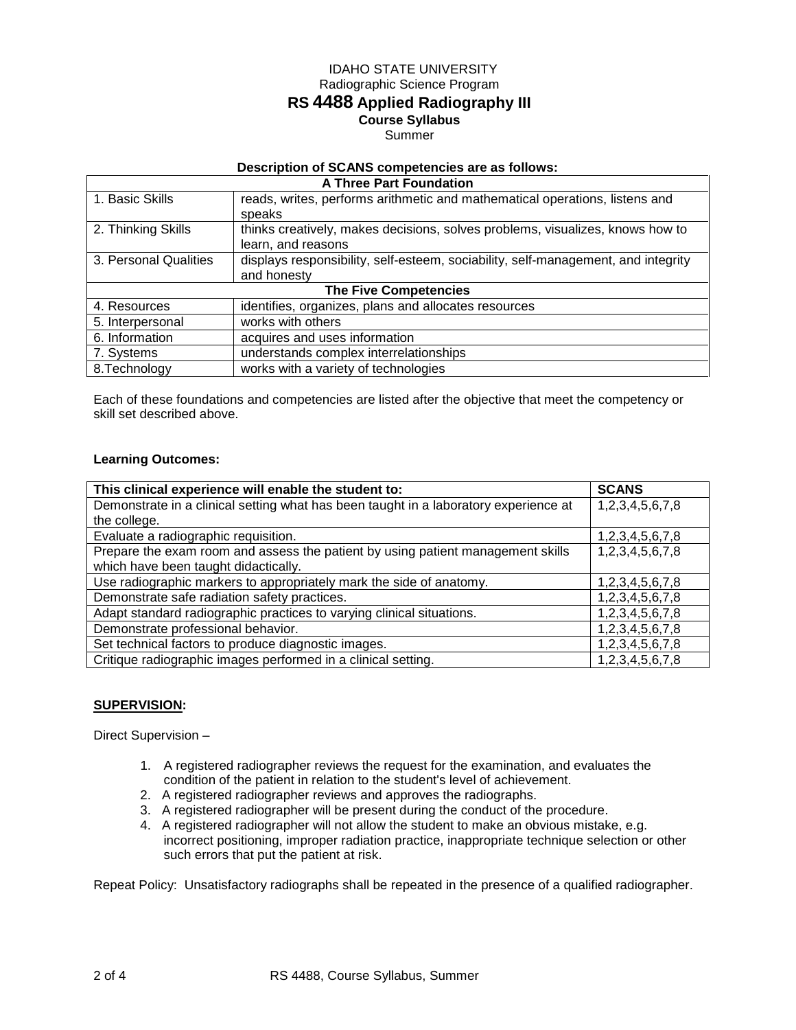IDAHO STATE UNIVERSITY
Radiographic Science Program

# RS 4488 Applied Radiography III

**Course Syllabus**
Summer

**Description of SCANS competencies are as follows:**

| A Three Part Foundation | |
|---|---|
| 1. Basic Skills | reads, writes, performs arithmetic and mathematical operations, listens and speaks |
| 2. Thinking Skills | thinks creatively, makes decisions, solves problems, visualizes, knows how to learn, and reasons |
| 3. Personal Qualities | displays responsibility, self-esteem, sociability, self-management, and integrity and honesty |
| **The Five Competencies** | |
| 4. Resources | identifies, organizes, plans and allocates resources |
| 5. Interpersonal | works with others |
| 6. Information | acquires and uses information |
| 7. Systems | understands complex interrelationships |
| 8.Technology | works with a variety of technologies |

Each of these foundations and competencies are listed after the objective that meet the competency or skill set described above.

**Learning Outcomes:**

| This clinical experience will enable the student to: | SCANS |
|---|---|
| Demonstrate in a clinical setting what has been taught in a laboratory experience at the college. | 1,2,3,4,5,6,7,8 |
| Evaluate a radiographic requisition. | 1,2,3,4,5,6,7,8 |
| Prepare the exam room and assess the patient by using patient management skills which have been taught didactically. | 1,2,3,4,5,6,7,8 |
| Use radiographic markers to appropriately mark the side of anatomy. | 1,2,3,4,5,6,7,8 |
| Demonstrate safe radiation safety practices. | 1,2,3,4,5,6,7,8 |
| Adapt standard radiographic practices to varying clinical situations. | 1,2,3,4,5,6,7,8 |
| Demonstrate professional behavior. | 1,2,3,4,5,6,7,8 |
| Set technical factors to produce diagnostic images. | 1,2,3,4,5,6,7,8 |
| Critique radiographic images performed in a clinical setting. | 1,2,3,4,5,6,7,8 |

**SUPERVISION:**

Direct Supervision –

1. A registered radiographer reviews the request for the examination, and evaluates the condition of the patient in relation to the student's level of achievement.
2. A registered radiographer reviews and approves the radiographs.
3. A registered radiographer will be present during the conduct of the procedure.
4. A registered radiographer will not allow the student to make an obvious mistake, e.g. incorrect positioning, improper radiation practice, inappropriate technique selection or other such errors that put the patient at risk.

Repeat Policy: Unsatisfactory radiographs shall be repeated in the presence of a qualified radiographer.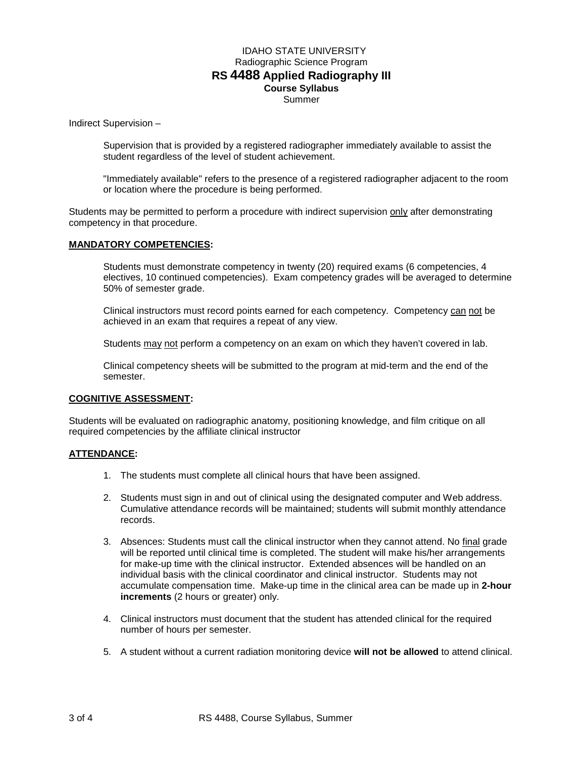Indirect Supervision –

Supervision that is provided by a registered radiographer immediately available to assist the student regardless of the level of student achievement.

"Immediately available" refers to the presence of a registered radiographer adjacent to the room or location where the procedure is being performed.

Students may be permitted to perform a procedure with indirect supervision <u>only</u> after demonstrating competency in that procedure.

**<u>MANDATORY COMPETENCIES</u>:**

Students must demonstrate competency in twenty (20) required exams (6 competencies, 4 electives, 10 continued competencies). Exam competency grades will be averaged to determine 50% of semester grade.

Clinical instructors must record points earned for each competency. Competency <u>can</u> <u>not</u> be achieved in an exam that requires a repeat of any view.

Students <u>may</u> <u>not</u> perform a competency on an exam on which they haven't covered in lab.

Clinical competency sheets will be submitted to the program at mid-term and the end of the semester.

**<u>COGNITIVE ASSESSMENT</u>:**

Students will be evaluated on radiographic anatomy, positioning knowledge, and film critique on all required competencies by the affiliate clinical instructor

**<u>ATTENDANCE</u>:**

1. The students must complete all clinical hours that have been assigned.
2. Students must sign in and out of clinical using the designated computer and Web address. Cumulative attendance records will be maintained; students will submit monthly attendance records.
3. Absences: Students must call the clinical instructor when they cannot attend. No <u>final</u> grade will be reported until clinical time is completed. The student will make his/her arrangements for make-up time with the clinical instructor. Extended absences will be handled on an individual basis with the clinical coordinator and clinical instructor. Students may not accumulate compensation time. Make-up time in the clinical area can be made up in **2-hour increments** (2 hours or greater) only.
4. Clinical instructors must document that the student has attended clinical for the required number of hours per semester.
5. A student without a current radiation monitoring device **will not be allowed** to attend clinical.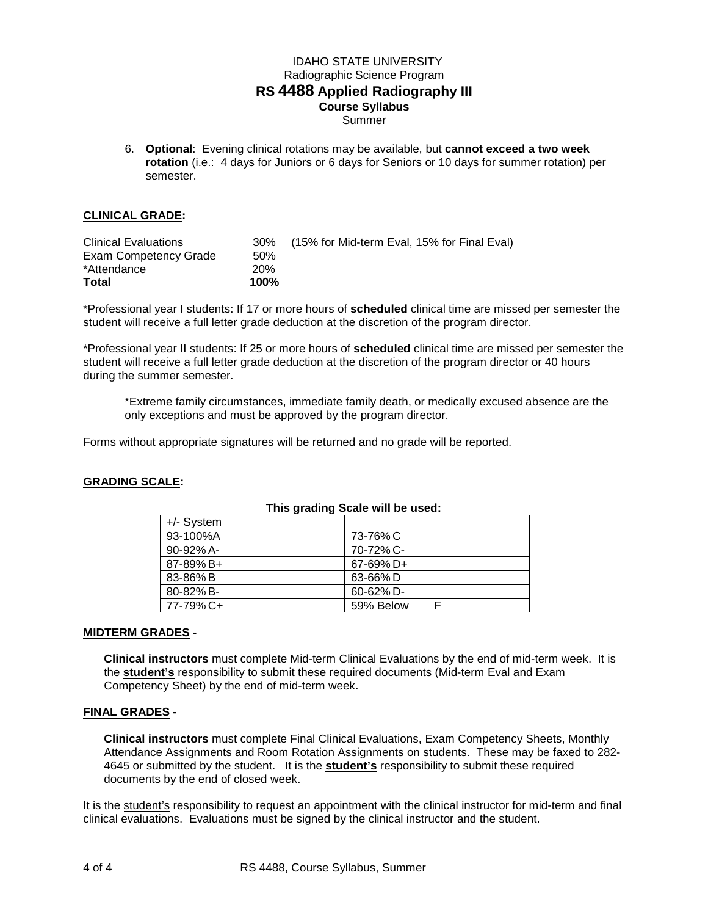IDAHO STATE UNIVERSITY
Radiographic Science Program
**RS 4488 Applied Radiography III**
**Course Syllabus**
Summer

6. **Optional**: Evening clinical rotations may be available, but **cannot exceed a two week rotation** (i.e.: 4 days for Juniors or 6 days for Seniors or 10 days for summer rotation) per semester.

## CLINICAL GRADE:

| | | |
|---|---|---|
| Clinical Evaluations | 30% | (15% for Mid-term Eval, 15% for Final Eval) |
| Exam Competency Grade | 50% | |
| *Attendance | 20% | |
| **Total** | **100%** | |

*Professional year I students: If 17 or more hours of **scheduled** clinical time are missed per semester the student will receive a full letter grade deduction at the discretion of the program director.

*Professional year II students: If 25 or more hours of **scheduled** clinical time are missed per semester the student will receive a full letter grade deduction at the discretion of the program director or 40 hours during the summer semester.

> *Extreme family circumstances, immediate family death, or medically excused absence are the only exceptions and must be approved by the program director.

Forms without appropriate signatures will be returned and no grade will be reported.

## GRADING SCALE:

**This grading Scale will be used:**

| +/- System | |
|---|---|
| 93-100% A | 73-76% C |
| 90-92% A- | 70-72% C- |
| 87-89% B+ | 67-69% D+ |
| 83-86% B | 63-66% D |
| 80-82% B- | 60-62% D- |
| 77-79% C+ | 59% Below F |

## MIDTERM GRADES -

**Clinical instructors** must complete Mid-term Clinical Evaluations by the end of mid-term week. It is the **student's** responsibility to submit these required documents (Mid-term Eval and Exam Competency Sheet) by the end of mid-term week.

## FINAL GRADES -

**Clinical instructors** must complete Final Clinical Evaluations, Exam Competency Sheets, Monthly Attendance Assignments and Room Rotation Assignments on students. These may be faxed to 282-4645 or submitted by the student. It is the **student's** responsibility to submit these required documents by the end of closed week.

It is the student's responsibility to request an appointment with the clinical instructor for mid-term and final clinical evaluations. Evaluations must be signed by the clinical instructor and the student.